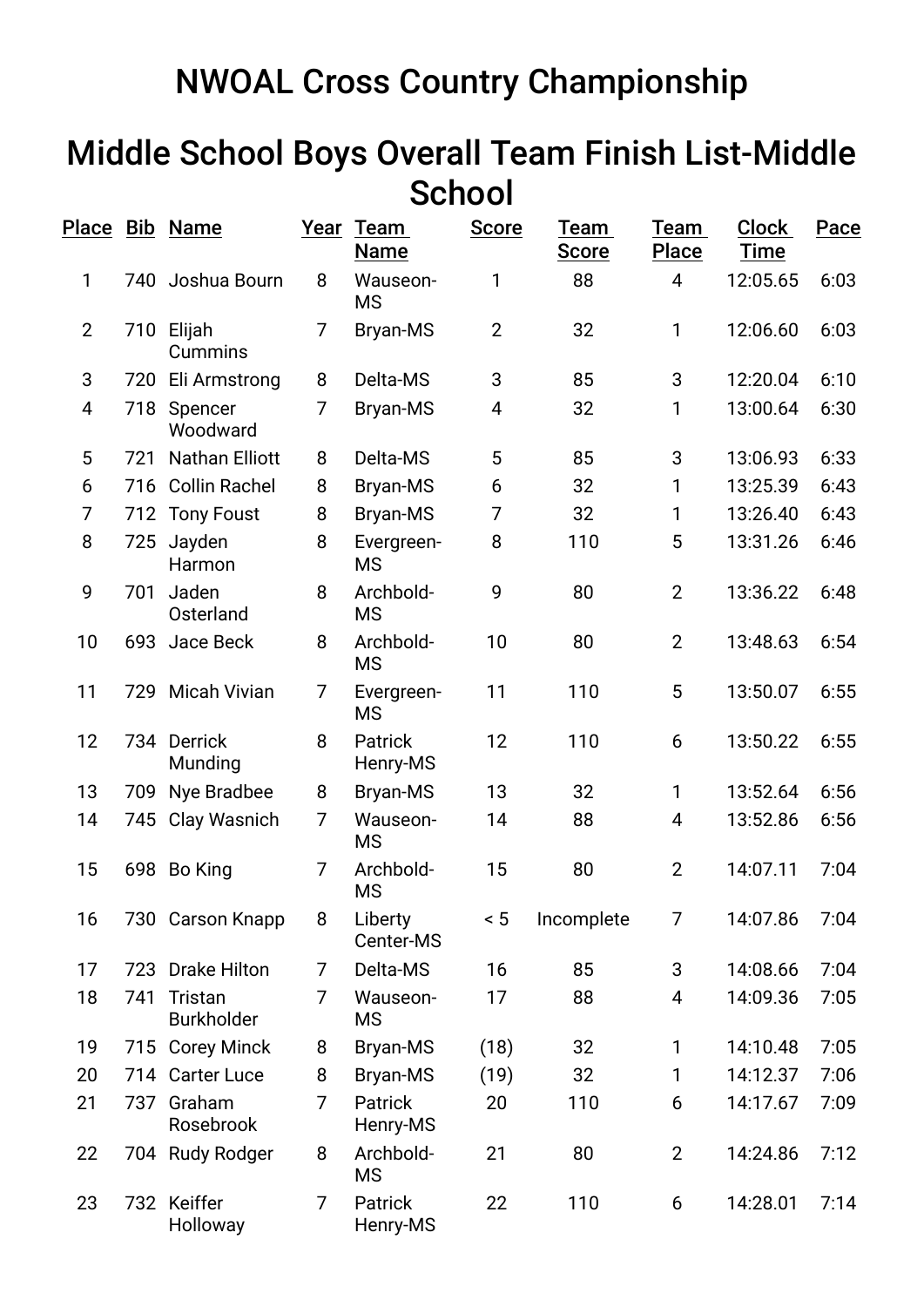# NWOAL Cross Country Championship

## Middle School Boys Overall Team Finish List-Middle School

| Place | Bib | Name | Year | Team Name | Score | Team Score | Team Place | Clock Time | Pace |
|---|---|---|---|---|---|---|---|---|---|
| 1 | 740 | Joshua Bourn | 8 | Wauseon-MS | 1 | 88 | 4 | 12:05.65 | 6:03 |
| 2 | 710 | Elijah Cummins | 7 | Bryan-MS | 2 | 32 | 1 | 12:06.60 | 6:03 |
| 3 | 720 | Eli Armstrong | 8 | Delta-MS | 3 | 85 | 3 | 12:20.04 | 6:10 |
| 4 | 718 | Spencer Woodward | 7 | Bryan-MS | 4 | 32 | 1 | 13:00.64 | 6:30 |
| 5 | 721 | Nathan Elliott | 8 | Delta-MS | 5 | 85 | 3 | 13:06.93 | 6:33 |
| 6 | 716 | Collin Rachel | 8 | Bryan-MS | 6 | 32 | 1 | 13:25.39 | 6:43 |
| 7 | 712 | Tony Foust | 8 | Bryan-MS | 7 | 32 | 1 | 13:26.40 | 6:43 |
| 8 | 725 | Jayden Harmon | 8 | Evergreen-MS | 8 | 110 | 5 | 13:31.26 | 6:46 |
| 9 | 701 | Jaden Osterland | 8 | Archbold-MS | 9 | 80 | 2 | 13:36.22 | 6:48 |
| 10 | 693 | Jace Beck | 8 | Archbold-MS | 10 | 80 | 2 | 13:48.63 | 6:54 |
| 11 | 729 | Micah Vivian | 7 | Evergreen-MS | 11 | 110 | 5 | 13:50.07 | 6:55 |
| 12 | 734 | Derrick Munding | 8 | Patrick Henry-MS | 12 | 110 | 6 | 13:50.22 | 6:55 |
| 13 | 709 | Nye Bradbee | 8 | Bryan-MS | 13 | 32 | 1 | 13:52.64 | 6:56 |
| 14 | 745 | Clay Wasnich | 7 | Wauseon-MS | 14 | 88 | 4 | 13:52.86 | 6:56 |
| 15 | 698 | Bo King | 7 | Archbold-MS | 15 | 80 | 2 | 14:07.11 | 7:04 |
| 16 | 730 | Carson Knapp | 8 | Liberty Center-MS | < 5 | Incomplete | 7 | 14:07.86 | 7:04 |
| 17 | 723 | Drake Hilton | 7 | Delta-MS | 16 | 85 | 3 | 14:08.66 | 7:04 |
| 18 | 741 | Tristan Burkholder | 7 | Wauseon-MS | 17 | 88 | 4 | 14:09.36 | 7:05 |
| 19 | 715 | Corey Minck | 8 | Bryan-MS | (18) | 32 | 1 | 14:10.48 | 7:05 |
| 20 | 714 | Carter Luce | 8 | Bryan-MS | (19) | 32 | 1 | 14:12.37 | 7:06 |
| 21 | 737 | Graham Rosebrook | 7 | Patrick Henry-MS | 20 | 110 | 6 | 14:17.67 | 7:09 |
| 22 | 704 | Rudy Rodger | 8 | Archbold-MS | 21 | 80 | 2 | 14:24.86 | 7:12 |
| 23 | 732 | Keiffer Holloway | 7 | Patrick Henry-MS | 22 | 110 | 6 | 14:28.01 | 7:14 |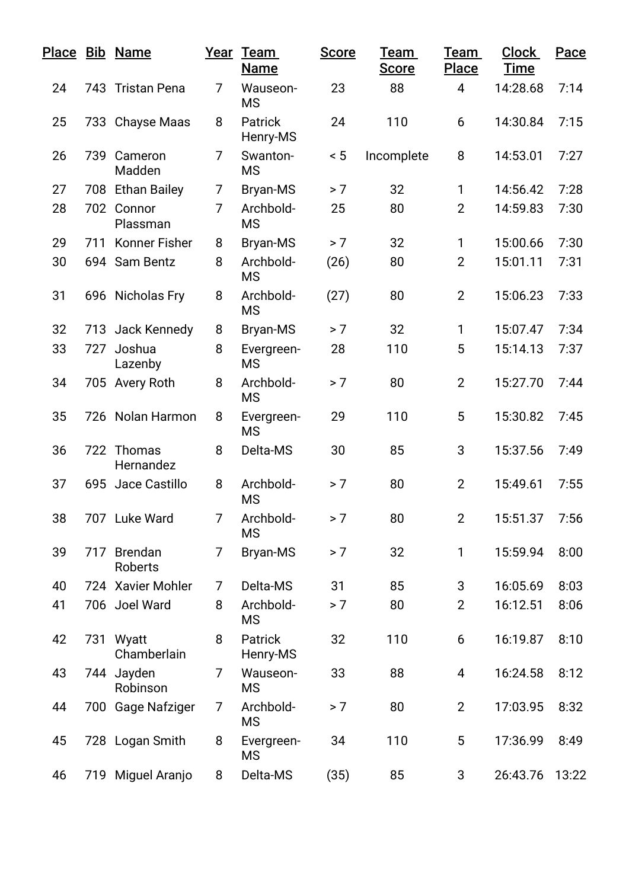| Place | Bib | Name | Year | Team Name | Score | Team Score | Team Place | Clock Time | Pace |
|---|---|---|---|---|---|---|---|---|---|
| 24 | 743 | Tristan Pena | 7 | Wauseon-MS | 23 | 88 | 4 | 14:28.68 | 7:14 |
| 25 | 733 | Chayse Maas | 8 | Patrick Henry-MS | 24 | 110 | 6 | 14:30.84 | 7:15 |
| 26 | 739 | Cameron Madden | 7 | Swanton-MS | < 5 | Incomplete | 8 | 14:53.01 | 7:27 |
| 27 | 708 | Ethan Bailey | 7 | Bryan-MS | > 7 | 32 | 1 | 14:56.42 | 7:28 |
| 28 | 702 | Connor Plassman | 7 | Archbold-MS | 25 | 80 | 2 | 14:59.83 | 7:30 |
| 29 | 711 | Konner Fisher | 8 | Bryan-MS | > 7 | 32 | 1 | 15:00.66 | 7:30 |
| 30 | 694 | Sam Bentz | 8 | Archbold-MS | (26) | 80 | 2 | 15:01.11 | 7:31 |
| 31 | 696 | Nicholas Fry | 8 | Archbold-MS | (27) | 80 | 2 | 15:06.23 | 7:33 |
| 32 | 713 | Jack Kennedy | 8 | Bryan-MS | > 7 | 32 | 1 | 15:07.47 | 7:34 |
| 33 | 727 | Joshua Lazenby | 8 | Evergreen-MS | 28 | 110 | 5 | 15:14.13 | 7:37 |
| 34 | 705 | Avery Roth | 8 | Archbold-MS | > 7 | 80 | 2 | 15:27.70 | 7:44 |
| 35 | 726 | Nolan Harmon | 8 | Evergreen-MS | 29 | 110 | 5 | 15:30.82 | 7:45 |
| 36 | 722 | Thomas Hernandez | 8 | Delta-MS | 30 | 85 | 3 | 15:37.56 | 7:49 |
| 37 | 695 | Jace Castillo | 8 | Archbold-MS | > 7 | 80 | 2 | 15:49.61 | 7:55 |
| 38 | 707 | Luke Ward | 7 | Archbold-MS | > 7 | 80 | 2 | 15:51.37 | 7:56 |
| 39 | 717 | Brendan Roberts | 7 | Bryan-MS | > 7 | 32 | 1 | 15:59.94 | 8:00 |
| 40 | 724 | Xavier Mohler | 7 | Delta-MS | 31 | 85 | 3 | 16:05.69 | 8:03 |
| 41 | 706 | Joel Ward | 8 | Archbold-MS | > 7 | 80 | 2 | 16:12.51 | 8:06 |
| 42 | 731 | Wyatt Chamberlain | 8 | Patrick Henry-MS | 32 | 110 | 6 | 16:19.87 | 8:10 |
| 43 | 744 | Jayden Robinson | 7 | Wauseon-MS | 33 | 88 | 4 | 16:24.58 | 8:12 |
| 44 | 700 | Gage Nafziger | 7 | Archbold-MS | > 7 | 80 | 2 | 17:03.95 | 8:32 |
| 45 | 728 | Logan Smith | 8 | Evergreen-MS | 34 | 110 | 5 | 17:36.99 | 8:49 |
| 46 | 719 | Miguel Aranjo | 8 | Delta-MS | (35) | 85 | 3 | 26:43.76 | 13:22 |